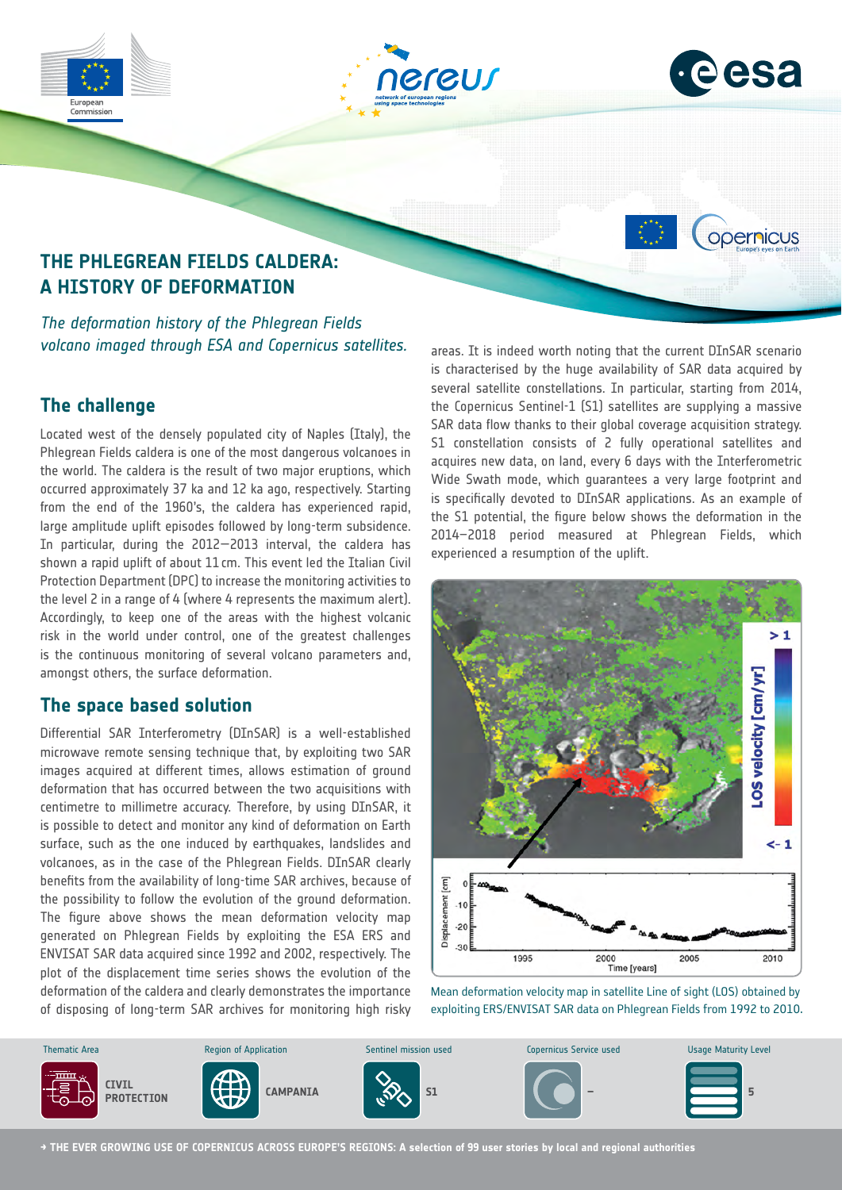# THE PHLEGREAN FIELDS CALDERA: A HISTORY OF DEFORMATION

*The deformation history of the Phlegrean Fields volcano imaged through ESA and Copernicus satellites.*

## The challenge

Located west of the densely populated city of Naples (Italy), the Phlegrean Fields caldera is one of the most dangerous volcanoes in the world. The caldera is the result of two major eruptions, which occurred approximately 37 ka and 12 ka ago, respectively. Starting from the end of the 1960's, the caldera has experienced rapid, large amplitude uplift episodes followed by long-term subsidence. In particular, during the 2012–2013 interval, the caldera has shown a rapid uplift of about 11 cm. This event led the Italian Civil Protection Department (DPC) to increase the monitoring activities to the level 2 in a range of 4 (where 4 represents the maximum alert). Accordingly, to keep one of the areas with the highest volcanic risk in the world under control, one of the greatest challenges is the continuous monitoring of several volcano parameters and, amongst others, the surface deformation.

## The space based solution

Differential SAR Interferometry (DInSAR) is a well-established microwave remote sensing technique that, by exploiting two SAR images acquired at different times, allows estimation of ground deformation that has occurred between the two acquisitions with centimetre to millimetre accuracy. Therefore, by using DInSAR, it is possible to detect and monitor any kind of deformation on Earth surface, such as the one induced by earthquakes, landslides and volcanoes, as in the case of the Phlegrean Fields. DInSAR clearly benefits from the availability of long-time SAR archives, because of the possibility to follow the evolution of the ground deformation. The figure above shows the mean deformation velocity map generated on Phlegrean Fields by exploiting the ESA ERS and ENVISAT SAR data acquired since 1992 and 2002, respectively. The plot of the displacement time series shows the evolution of the deformation of the caldera and clearly demonstrates the importance of disposing of long-term SAR archives for monitoring high risky areas. It is indeed worth noting that the current DInSAR scenario is characterised by the huge availability of SAR data acquired by several satellite constellations. In particular, starting from 2014, the Copernicus Sentinel-1 (S1) satellites are supplying a massive SAR data flow thanks to their global coverage acquisition strategy. S1 constellation consists of 2 fully operational satellites and acquires new data, on land, every 6 days with the Interferometric Wide Swath mode, which guarantees a very large footprint and is specifically devoted to DInSAR applications. As an example of the S1 potential, the figure below shows the deformation in the 2014–2018 period measured at Phlegrean Fields, which experienced a resumption of the uplift.

Mean deformation velocity map in satellite Line of sight (LOS) obtained by exploiting ERS/ENVISAT SAR data on Phlegrean Fields from 1992 to 2010.

| Thematic Area | Region of Application | Sentinel mission used | Copernicus Service used | Usage Maturity Level |
|---|---|---|---|---|
| CIVIL PROTECTION | CAMPANIA | S1 | – | 5 |

→ THE EVER GROWING USE OF COPERNICUS ACROSS EUROPE'S REGIONS: A selection of 99 user stories by local and regional authorities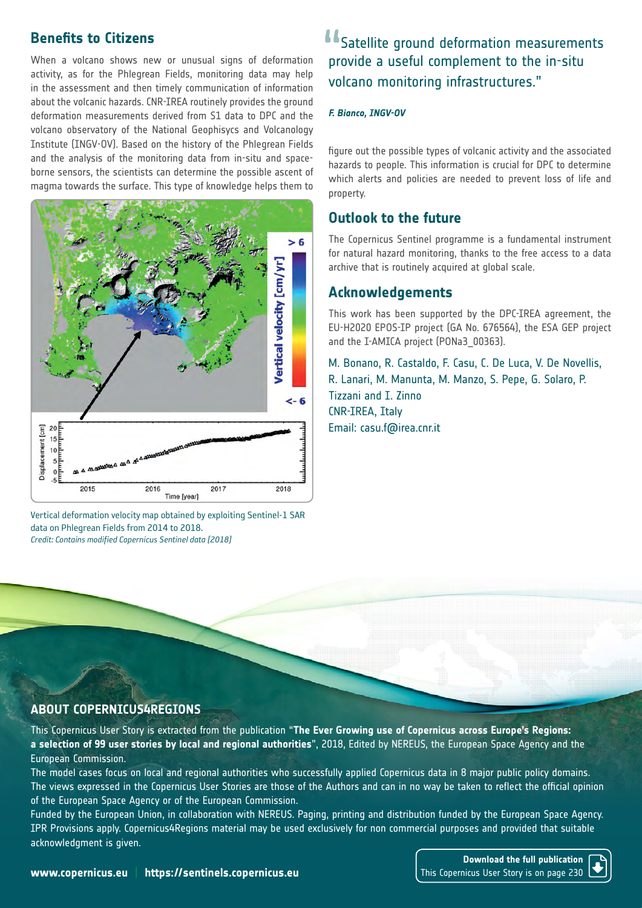## Benefits to Citizens

When a volcano shows new or unusual signs of deformation activity, as for the Phlegrean Fields, monitoring data may help in the assessment and then timely communication of information about the volcanic hazards. CNR-IREA routinely provides the ground deformation measurements derived from S1 data to DPC and the volcano observatory of the National Geophisycs and Volcanology Institute (INGV-OV). Based on the history of the Phlegrean Fields and the analysis of the monitoring data from in-situ and space-borne sensors, the scientists can determine the possible ascent of magma towards the surface. This type of knowledge helps them to figure out the possible types of volcanic activity and the associated hazards to people. This information is crucial for DPC to determine which alerts and policies are needed to prevent loss of life and property.

> 6
Vertical velocity [cm/yr]
<- 6
Displacement [cm]
20
15
10
5
0
-5
2015
2016
2017
2018
Time [year]

Vertical deformation velocity map obtained by exploiting Sentinel-1 SAR data on Phlegrean Fields from 2014 to 2018.
*Credit: Contains modified Copernicus Sentinel data [2018]*

> "Satellite ground deformation measurements provide a useful complement to the in-situ volcano monitoring infrastructures."
>
> ***F. Bianco, INGV-OV***

## Outlook to the future

The Copernicus Sentinel programme is a fundamental instrument for natural hazard monitoring, thanks to the free access to a data archive that is routinely acquired at global scale.

## Acknowledgements

This work has been supported by the DPC-IREA agreement, the EU-H2020 EPOS-IP project (GA No. 676564), the ESA GEP project and the I-AMICA project (PONa3_00363).

M. Bonano, R. Castaldo, F. Casu, C. De Luca, V. De Novellis, R. Lanari, M. Manunta, M. Manzo, S. Pepe, G. Solaro, P. Tizzani and I. Zinno
CNR-IREA, Italy
Email: casu.f@irea.cnr.it

## ABOUT COPERNICUS4REGIONS

This Copernicus User Story is extracted from the publication "**The Ever Growing use of Copernicus across Europe's Regions: a selection of 99 user stories by local and regional authorities**", 2018, Edited by NEREUS, the European Space Agency and the European Commission.

The model cases focus on local and regional authorities who successfully applied Copernicus data in 8 major public policy domains. The views expressed in the Copernicus User Stories are those of the Authors and can in no way be taken to reflect the official opinion of the European Space Agency or of the European Commission.

Funded by the European Union, in collaboration with NEREUS. Paging, printing and distribution funded by the European Space Agency. IPR Provisions apply. Copernicus4Regions material may be used exclusively for non commercial purposes and provided that suitable acknowledgment is given.

**www.copernicus.eu** | **https://sentinels.copernicus.eu**

**Download the full publication**
This Copernicus User Story is on page 230